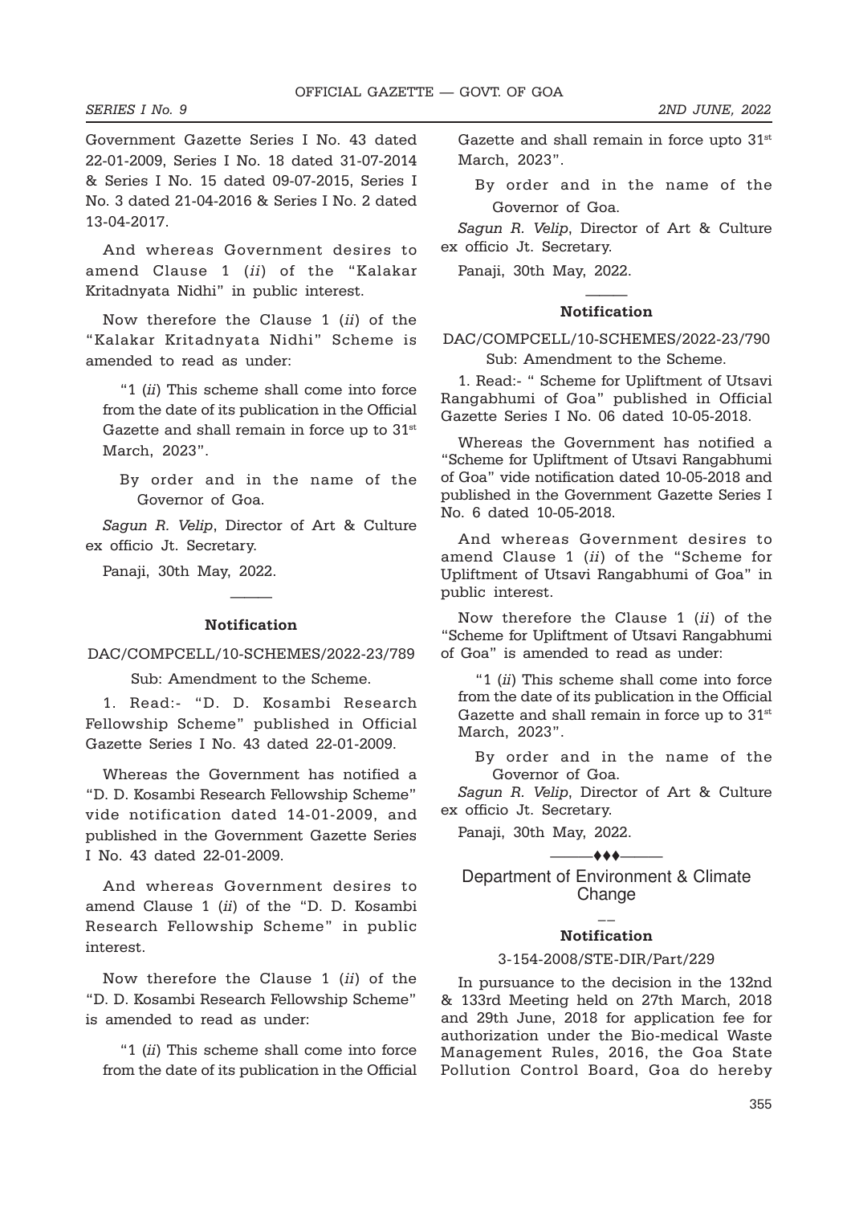Government Gazette Series I No. 43 dated 22-01-2009, Series I No. 18 dated 31-07-2014 & Series I No. 15 dated 09-07-2015, Series I No. 3 dated 21-04-2016 & Series I No. 2 dated 13-04-2017.

And whereas Government desires to amend Clause 1 (*ii*) of the "Kalakar Kritadnyata Nidhi" in public interest.

Now therefore the Clause 1 (*ii*) of the "Kalakar Kritadnyata Nidhi" Scheme is amended to read as under:

"1 (*ii*) This scheme shall come into force from the date of its publication in the Official Gazette and shall remain in force up to 31st March, 2023".

By order and in the name of the Governor of Goa.

*Sagun R. Velip*, Director of Art & Culture ex officio Jt. Secretary.

Panaji, 30th May, 2022.

---

### Notification

DAC/COMPCELL/10-SCHEMES/2022-23/789

Sub: Amendment to the Scheme.

1. Read:- "D. D. Kosambi Research Fellowship Scheme" published in Official Gazette Series I No. 43 dated 22-01-2009.

Whereas the Government has notified a "D. D. Kosambi Research Fellowship Scheme" vide notification dated 14-01-2009, and published in the Government Gazette Series I No. 43 dated 22-01-2009.

And whereas Government desires to amend Clause 1 (*ii*) of the "D. D. Kosambi Research Fellowship Scheme" in public interest.

Now therefore the Clause 1 (*ii*) of the "D. D. Kosambi Research Fellowship Scheme" is amended to read as under:

"1 (*ii*) This scheme shall come into force from the date of its publication in the Official Gazette and shall remain in force upto 31st March, 2023".

By order and in the name of the Governor of Goa.

*Sagun R. Velip*, Director of Art & Culture ex officio Jt. Secretary.

Panaji, 30th May, 2022.

---

### Notification

DAC/COMPCELL/10-SCHEMES/2022-23/790

Sub: Amendment to the Scheme.

1. Read:- " Scheme for Upliftment of Utsavi Rangabhumi of Goa" published in Official Gazette Series I No. 06 dated 10-05-2018.

Whereas the Government has notified a "Scheme for Upliftment of Utsavi Rangabhumi of Goa" vide notification dated 10-05-2018 and published in the Government Gazette Series I No. 6 dated 10-05-2018.

And whereas Government desires to amend Clause 1 (*ii*) of the "Scheme for Upliftment of Utsavi Rangabhumi of Goa" in public interest.

Now therefore the Clause 1 (*ii*) of the "Scheme for Upliftment of Utsavi Rangabhumi of Goa" is amended to read as under:

"1 (*ii*) This scheme shall come into force from the date of its publication in the Official Gazette and shall remain in force up to 31st March, 2023".

By order and in the name of the Governor of Goa.

*Sagun R. Velip*, Director of Art & Culture ex officio Jt. Secretary.

Panaji, 30th May, 2022.

---

## Department of Environment & Climate Change

### Notification

3-154-2008/STE-DIR/Part/229

In pursuance to the decision in the 132nd & 133rd Meeting held on 27th March, 2018 and 29th June, 2018 for application fee for authorization under the Bio-medical Waste Management Rules, 2016, the Goa State Pollution Control Board, Goa do hereby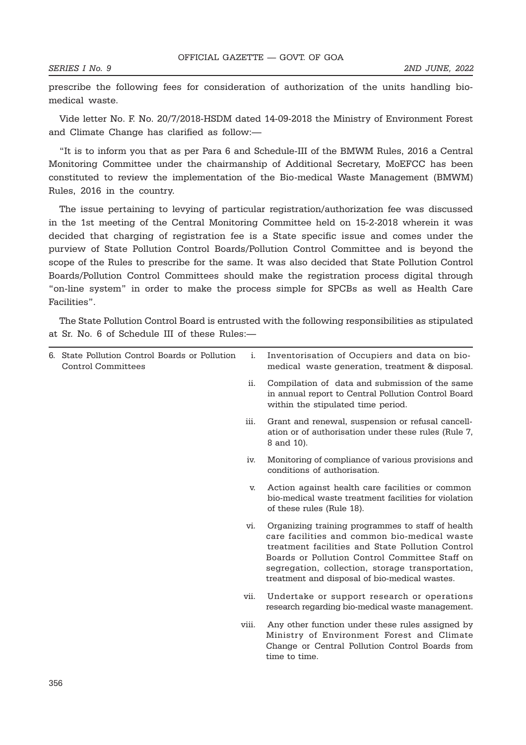prescribe the following fees for consideration of authorization of the units handling bio-medical waste.

Vide letter No. F. No. 20/7/2018-HSDM dated 14-09-2018 the Ministry of Environment Forest and Climate Change has clarified as follow:—

"It is to inform you that as per Para 6 and Schedule-III of the BMWM Rules, 2016 a Central Monitoring Committee under the chairmanship of Additional Secretary, MoEFCC has been constituted to review the implementation of the Bio-medical Waste Management (BMWM) Rules, 2016 in the country.

The issue pertaining to levying of particular registration/authorization fee was discussed in the 1st meeting of the Central Monitoring Committee held on 15-2-2018 wherein it was decided that charging of registration fee is a State specific issue and comes under the purview of State Pollution Control Boards/Pollution Control Committee and is beyond the scope of the Rules to prescribe for the same. It was also decided that State Pollution Control Boards/Pollution Control Committees should make the registration process digital through "on-line system" in order to make the process simple for SPCBs as well as Health Care Facilities".

The State Pollution Control Board is entrusted with the following responsibilities as stipulated at Sr. No. 6 of Schedule III of these Rules:—

| | | |
|---|---|---|
| 6. State Pollution Control Boards or Pollution Control Committees | i. | Inventorisation of Occupiers and data on bio-medical waste generation, treatment & disposal. |
| | ii. | Compilation of data and submission of the same in annual report to Central Pollution Control Board within the stipulated time period. |
| | iii. | Grant and renewal, suspension or refusal cancellation or of authorisation under these rules (Rule 7, 8 and 10). |
| | iv. | Monitoring of compliance of various provisions and conditions of authorisation. |
| | v. | Action against health care facilities or common bio-medical waste treatment facilities for violation of these rules (Rule 18). |
| | vi. | Organizing training programmes to staff of health care facilities and common bio-medical waste treatment facilities and State Pollution Control Boards or Pollution Control Committee Staff on segregation, collection, storage transportation, treatment and disposal of bio-medical wastes. |
| | vii. | Undertake or support research or operations research regarding bio-medical waste management. |
| | viii. | Any other function under these rules assigned by Ministry of Environment Forest and Climate Change or Central Pollution Control Boards from time to time. |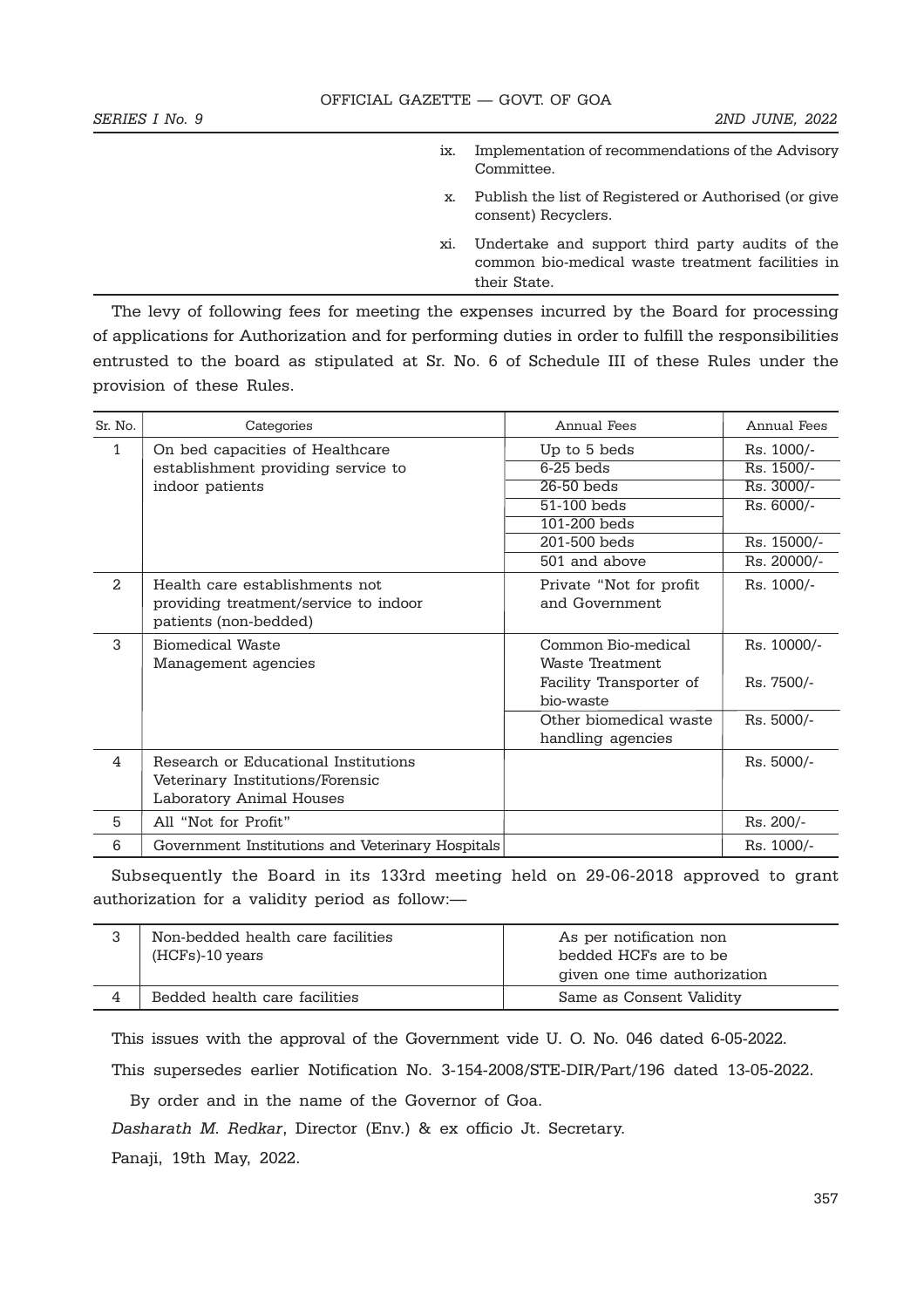ix. Implementation of recommendations of the Advisory Committee.

x. Publish the list of Registered or Authorised (or give consent) Recyclers.

xi. Undertake and support third party audits of the common bio-medical waste treatment facilities in their State.

The levy of following fees for meeting the expenses incurred by the Board for processing of applications for Authorization and for performing duties in order to fulfill the responsibilities entrusted to the board as stipulated at Sr. No. 6 of Schedule III of these Rules under the provision of these Rules.

| Sr. No. | Categories | Annual Fees | Annual Fees |
|---|---|---|---|
| 1 | On bed capacities of Healthcare establishment providing service to indoor patients | Up to 5 beds | Rs. 1000/- |
| | | 6-25 beds | Rs. 1500/- |
| | | 26-50 beds | Rs. 3000/- |
| | | 51-100 beds | Rs. 6000/- |
| | | 101-200 beds | |
| | | 201-500 beds | Rs. 15000/- |
| | | 501 and above | Rs. 20000/- |
| 2 | Health care establishments not providing treatment/service to indoor patients (non-bedded) | Private "Not for profit and Government | Rs. 1000/- |
| 3 | Biomedical Waste Management agencies | Common Bio-medical Waste Treatment | Rs. 10000/- |
| | | Facility Transporter of bio-waste | Rs. 7500/- |
| | | Other biomedical waste handling agencies | Rs. 5000/- |
| 4 | Research or Educational Institutions Veterinary Institutions/Forensic Laboratory Animal Houses | | Rs. 5000/- |
| 5 | All "Not for Profit" | | Rs. 200/- |
| 6 | Government Institutions and Veterinary Hospitals | | Rs. 1000/- |

Subsequently the Board in its 133rd meeting held on 29-06-2018 approved to grant authorization for a validity period as follow:—

| | | |
|---|---|---|
| 3 | Non-bedded health care facilities (HCFs)-10 years | As per notification non bedded HCFs are to be given one time authorization |
| 4 | Bedded health care facilities | Same as Consent Validity |

This issues with the approval of the Government vide U. O. No. 046 dated 6-05-2022.

This supersedes earlier Notification No. 3-154-2008/STE-DIR/Part/196 dated 13-05-2022.

By order and in the name of the Governor of Goa.

*Dasharath M. Redkar*, Director (Env.) & ex officio Jt. Secretary.

Panaji, 19th May, 2022.